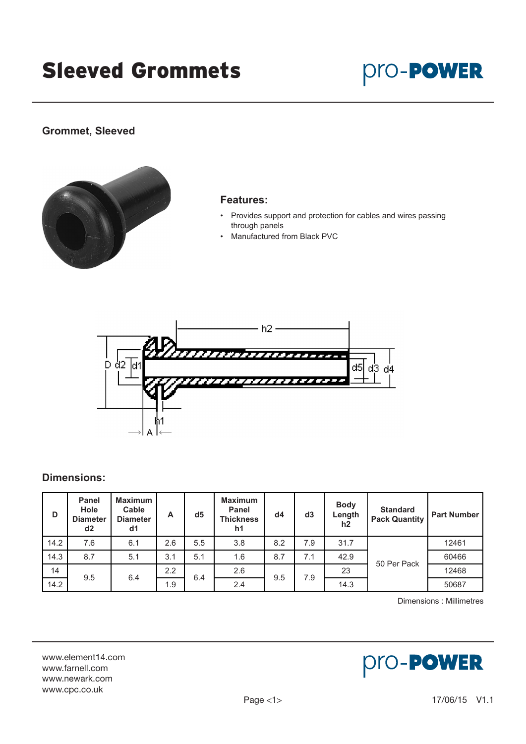# Sleeved Grommets

pro-POWER

## Grommet, Sleeved

### Features:

- Provides support and protection for cables and wires passing through panels
- Manufactured from Black PVC

### Dimensions:

| D | Panel Hole Diameter d2 | Maximum Cable Diameter d1 | A | d5 | Maximum Panel Thickness h1 | d4 | d3 | Body Length h2 | Standard Pack Quantity | Part Number |
|---|---|---|---|---|---|---|---|---|---|---|
| 14.2 | 7.6 | 6.1 | 2.6 | 5.5 | 3.8 | 8.2 | 7.9 | 31.7 | 50 Per Pack | 12461 |
| 14.3 | 8.7 | 5.1 | 3.1 | 5.1 | 1.6 | 8.7 | 7.1 | 42.9 | | 60466 |
| 14 | 9.5 | 6.4 | 2.2 | 6.4 | 2.6 | 9.5 | 7.9 | 23 | | 12468 |
| 14.2 | | | 1.9 | | 2.4 | | | 14.3 | | 50687 |

Dimensions : Millimetres

www.element14.com
www.farnell.com
www.newark.com
www.cpc.co.uk

17/06/15 V1.1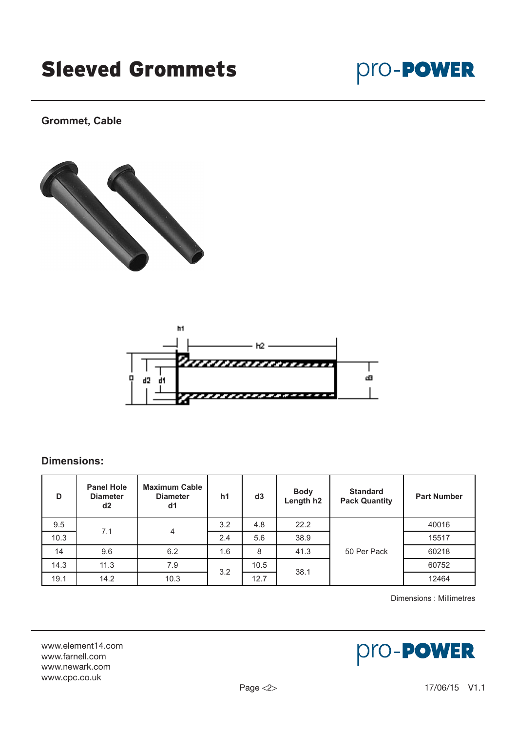# Sleeved Grommets

## Grommet, Cable

### Dimensions:

| D | Panel Hole Diameter d2 | Maximum Cable Diameter d1 | h1 | d3 | Body Length h2 | Standard Pack Quantity | Part Number |
|---|---|---|---|---|---|---|---|
| 9.5 | 7.1 | 4 | 3.2 | 4.8 | 22.2 | 50 Per Pack | 40016 |
| 10.3 | | | 2.4 | 5.6 | 38.9 | | 15517 |
| 14 | 9.6 | 6.2 | 1.6 | 8 | 41.3 | | 60218 |
| 14.3 | 11.3 | 7.9 | 3.2 | 10.5 | 38.1 | | 60752 |
| 19.1 | 14.2 | 10.3 | | 12.7 | | | 12464 |

Dimensions : Millimetres

www.element14.com
www.farnell.com
www.newark.com
www.cpc.co.uk

17/06/15 V1.1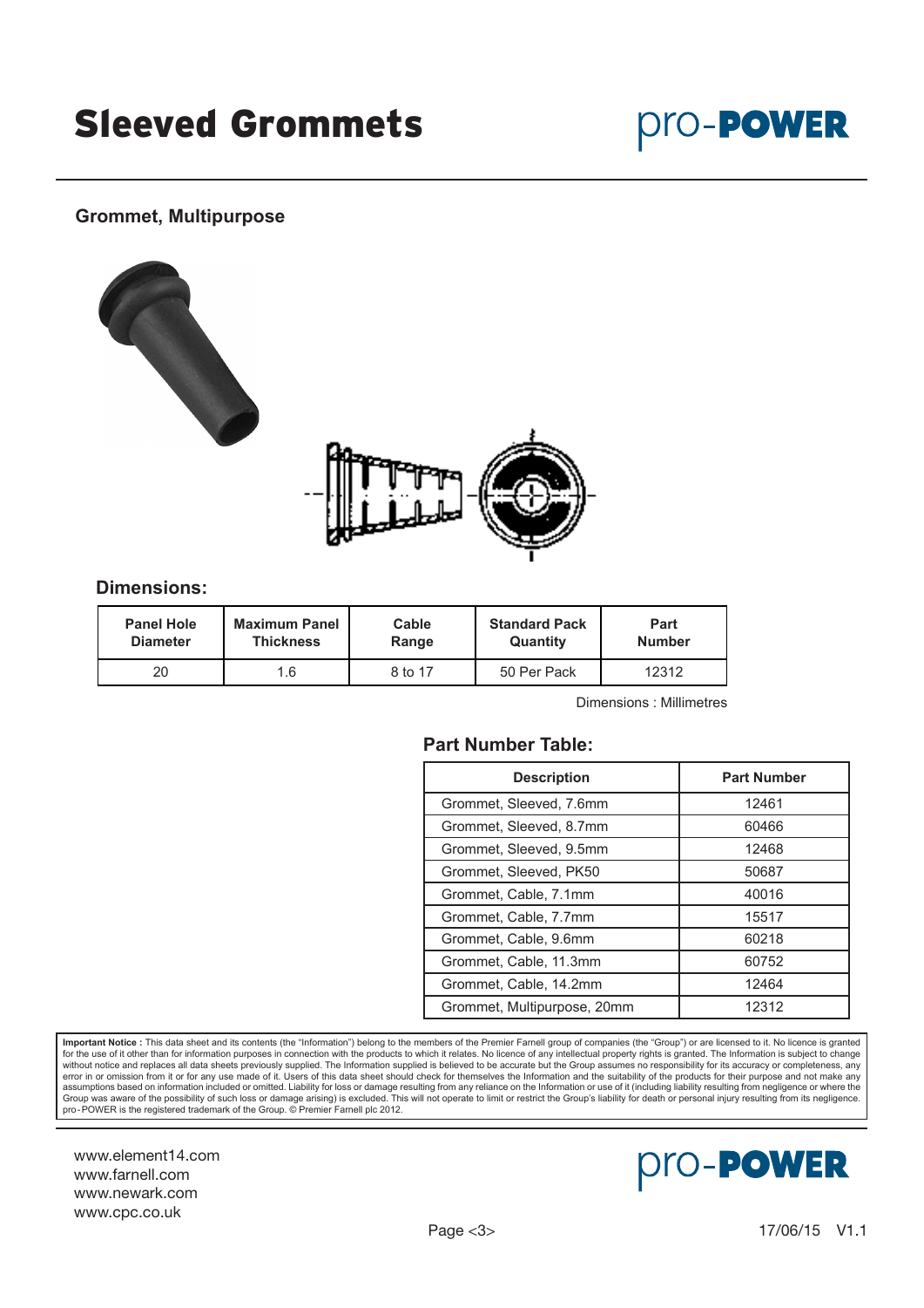# Sleeved Grommets

## Grommet, Multipurpose

### Dimensions:

| Panel Hole Diameter | Maximum Panel Thickness | Cable Range | Standard Pack Quantity | Part Number |
|---|---|---|---|---|
| 20 | 1.6 | 8 to 17 | 50 Per Pack | 12312 |

Dimensions : Millimetres

### Part Number Table:

| Description | Part Number |
|---|---|
| Grommet, Sleeved, 7.6mm | 12461 |
| Grommet, Sleeved, 8.7mm | 60466 |
| Grommet, Sleeved, 9.5mm | 12468 |
| Grommet, Sleeved, PK50 | 50687 |
| Grommet, Cable, 7.1mm | 40016 |
| Grommet, Cable, 7.7mm | 15517 |
| Grommet, Cable, 9.6mm | 60218 |
| Grommet, Cable, 11.3mm | 60752 |
| Grommet, Cable, 14.2mm | 12464 |
| Grommet, Multipurpose, 20mm | 12312 |

**Important Notice :** This data sheet and its contents (the "Information") belong to the members of the Premier Farnell group of companies (the "Group") or are licensed to it. No licence is granted for the use of it other than for information purposes in connection with the products to which it relates. No licence of any intellectual property rights is granted. The Information is subject to change without notice and replaces all data sheets previously supplied. The Information supplied is believed to be accurate but the Group assumes no responsibility for its accuracy or completeness, any error in or omission from it or for any use made of it. Users of this data sheet should check for themselves the Information and the suitability of the products for their purpose and not make any assumptions based on information included or omitted. Liability for loss or damage resulting from any reliance on the Information or use of it (including liability resulting from negligence or where the Group was aware of the possibility of such loss or damage arising) is excluded. This will not operate to limit or restrict the Group's liability for death or personal injury resulting from its negligence. pro-POWER is the registered trademark of the Group. © Premier Farnell plc 2012.

www.element14.com
www.farnell.com
www.newark.com
www.cpc.co.uk

17/06/15 V1.1